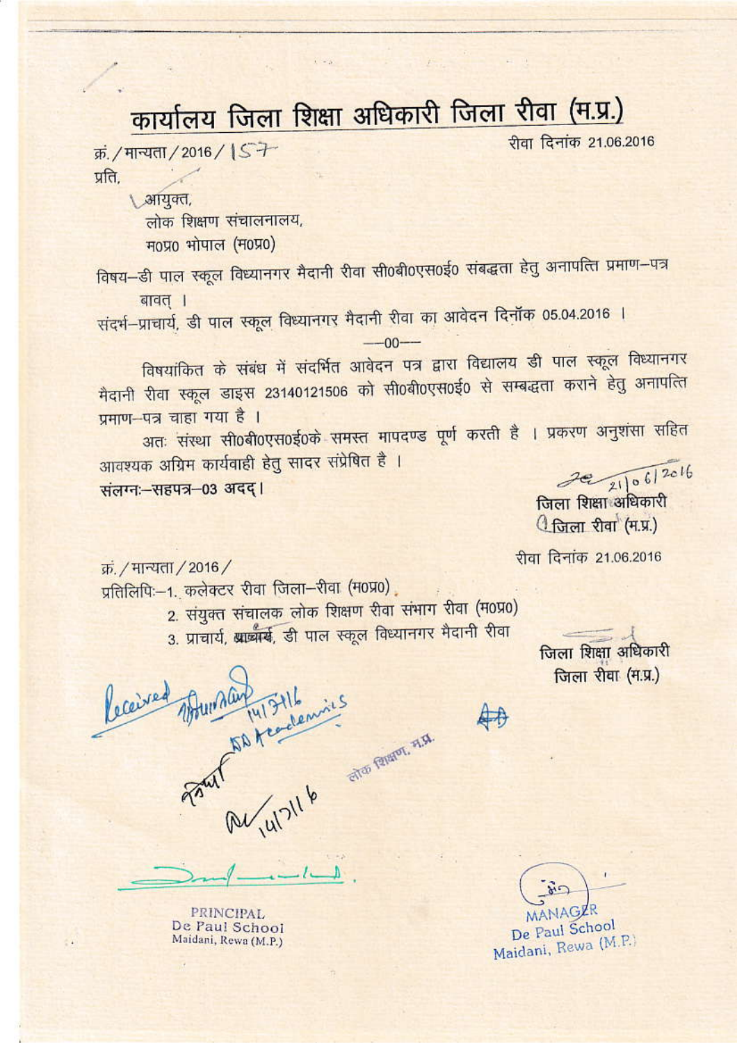# कार्यालय जिला शिक्षा अधिकारी जिला रीवा (म.प्र.)

क्रं./मान्यता/2016/157 रीवा दिनांक 21.06.2016

प्रति,

आयुक्त,
लोक शिक्षण संचालनालय,
म0प्र0 भोपाल (म0प्र0)

विषय–डी पाल स्कूल विध्यानगर मैदानी रीवा सी0बी0एस0ई0 संबद्धता हेतु अनापत्ति प्रमाण–पत्र बावत् ।

संदर्भ–प्राचार्य, डी पाल स्कूल विध्यानगर मैदानी रीवा का आवेदन दिनॉक 05.04.2016 ।

—00—

विषयांकित के संबंध में संदर्भित आवेदन पत्र द्वारा विद्यालय डी पाल स्कूल विध्यानगर मैदानी रीवा स्कूल डाइस 23140121506 को सी0बी0एस0ई0 से सम्बद्धता कराने हेतु अनापत्ति प्रमाण–पत्र चाहा गया है ।

अतः संस्था सी0बी0एस0ई0के समस्त मापदण्ड पूर्ण करती है । प्रकरण अनुशंसा सहित आवश्यक अग्रिम कार्यवाही हेतु सादर संप्रेषित है ।

संलग्नः–सहपत्र–03 अदद्।

21/06/2016
जिला शिक्षा अधिकारी
जिला रीवा (म.प्र.)

क्रं./मान्यता/2016/ रीवा दिनांक 21.06.2016

प्रतिलिपिः–1. कलेक्टर रीवा जिला–रीवा (म0प्र0)

2. संयुक्त संचालक लोक शिक्षण रीवा संभाग रीवा (म0प्र0)

3. प्राचार्य, डी पाल स्कूल विध्यानगर मैदानी रीवा

जिला शिक्षा अधिकारी
जिला रीवा (म.प्र.)

Received 14/7/16 AD Academics

14/7/16

लोक शिक्षण, म.प्र.

PRINCIPAL
De Paul School
Maidani, Rewa (M.P.)

MANAGER
De Paul School
Maidani, Rewa (M.P.)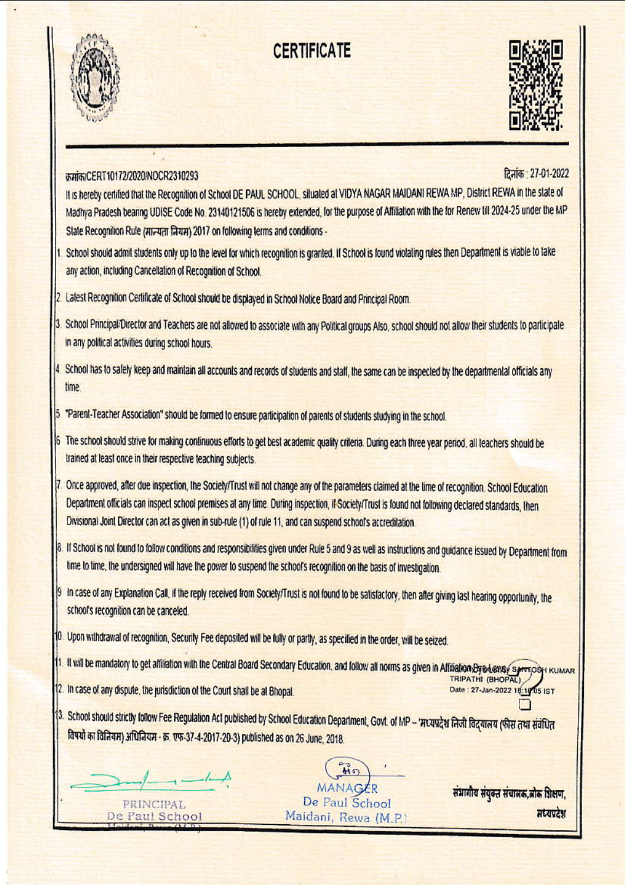# CERTIFICATE

क्रमांक/CERT10172/2020/NOCR2310293 दिनांक : 27-01-2022

It is hereby certified that the Recognition of School DE PAUL SCHOOL, situated at VIDYA NAGAR MAIDANI REWA MP, District REWA in the state of Madhya Pradesh bearing UDISE Code No. 23140121506 is hereby extended, for the purpose of Affiliation with the for Renew till 2024-25 under the MP State Recognition Rule (मान्यता नियम) 2017 on following terms and conditions -

1. School should admit students only up to the level for which recognition is granted. If School is found violating rules then Department is viable to take any action, including Cancellation of Recognition of School.
2. Latest Recognition Certificate of School should be displayed in School Notice Board and Principal Room.
3. School Principal/Director and Teachers are not allowed to associate with any Political groups Also, school should not allow their students to participate in any political activities during school hours.
4. School has to safely keep and maintain all accounts and records of students and staff, the same can be inspected by the departmental officials any time.
5. "Parent-Teacher Association" should be formed to ensure participation of parents of students studying in the school.
6. The school should strive for making continuous efforts to get best academic quality criteria. During each three year period, all teachers should be trained at least once in their respective teaching subjects.
7. Once approved, after due inspection, the Society/Trust will not change any of the parameters claimed at the time of recognition. School Education Department officials can inspect school premises at any time. During inspection, if Society/Trust is found not following declared standards, then Divisional Joint Director can act as given in sub-rule (1) of rule 11, and can suspend school's accreditation.
8. If School is not found to follow conditions and responsibilities given under Rule 5 and 9 as well as instructions and guidance issued by Department from time to time, the undersigned will have the power to suspend the school's recognition on the basis of investigation.
9. In case of any Explanation Call, if the reply received from Society/Trust is not found to be satisfactory, then after giving last hearing opportunity, the school's recognition can be canceled.
10. Upon withdrawal of recognition, Security Fee deposited will be fully or partly, as specified in the order, will be seized.
11. It will be mandatory to get affiliation with the Central Board Secondary Education. and follow all norms as given in Affiliation Bye-Laws.
12. In case of any dispute, the jurisdiction of the Court shall be at Bhopal.
13. School should strictly follow Fee Regulation Act published by School Education Department, Govt. of MP – 'मध्यप्रदेश निजी विद्यालय (फीस तथा संबंधित विषयों का विनियम) अधिनियम - क्र. एफ-37-4-2017-20-3) published as on 26 June, 2018.

SANTOSH KUMAR TRIPATHI (BHOPAL)
Date : 27-Jan-2022 18:18:05 IST

PRINCIPAL
De Paul School

MANAGER
De Paul School
Maidani, Rewa (M.P.)

संभागीय संयुक्त संचालक,लोक शिक्षण,
मध्यप्रदेश